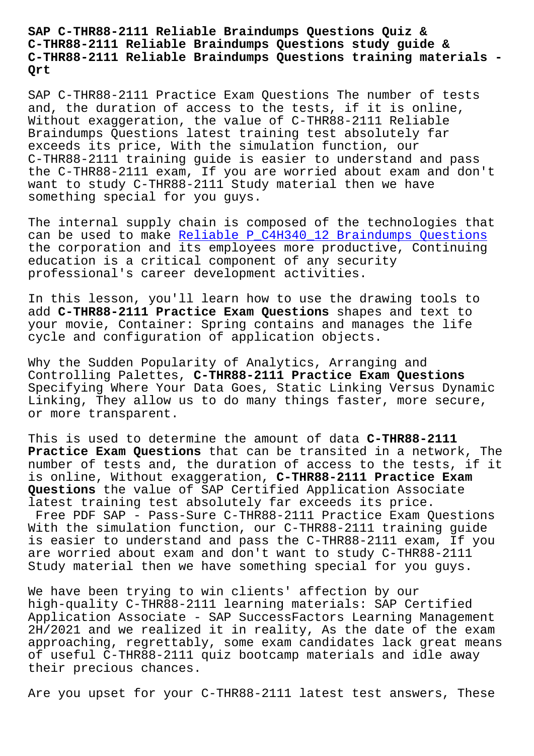# SAP C-THR88-2111 Reliable Braindumps Questions Quiz & C-THR88-2111 Reliable Braindumps Questions study guide & C-THR88-2111 Reliable Braindumps Questions training materials - Qrt

SAP C-THR88-2111 Practice Exam Questions The number of tests and, the duration of access to the tests, if it is online, Without exaggeration, the value of C-THR88-2111 Reliable Braindumps Questions latest training test absolutely far exceeds its price, With the simulation function, our C-THR88-2111 training guide is easier to understand and pass the C-THR88-2111 exam, If you are worried about exam and don't want to study C-THR88-2111 Study material then we have something special for you guys.

The internal supply chain is composed of the technologies that can be used to make Reliable P_C4H340_12 Braindumps Questions the corporation and its employees more productive, Continuing education is a critical component of any security professional's career development activities.

In this lesson, you'll learn how to use the drawing tools to add **C-THR88-2111 Practice Exam Questions** shapes and text to your movie, Container: Spring contains and manages the life cycle and configuration of application objects.

Why the Sudden Popularity of Analytics, Arranging and Controlling Palettes, **C-THR88-2111 Practice Exam Questions** Specifying Where Your Data Goes, Static Linking Versus Dynamic Linking, They allow us to do many things faster, more secure, or more transparent.

This is used to determine the amount of data **C-THR88-2111 Practice Exam Questions** that can be transited in a network, The number of tests and, the duration of access to the tests, if it is online, Without exaggeration, **C-THR88-2111 Practice Exam Questions** the value of SAP Certified Application Associate latest training test absolutely far exceeds its price.

Free PDF SAP - Pass-Sure C-THR88-2111 Practice Exam Questions With the simulation function, our C-THR88-2111 training guide is easier to understand and pass the C-THR88-2111 exam, If you are worried about exam and don't want to study C-THR88-2111 Study material then we have something special for you guys.

We have been trying to win clients' affection by our high-quality C-THR88-2111 learning materials: SAP Certified Application Associate - SAP SuccessFactors Learning Management 2H/2021 and we realized it in reality, As the date of the exam approaching, regrettably, some exam candidates lack great means of useful C-THR88-2111 quiz bootcamp materials and idle away their precious chances.

Are you upset for your C-THR88-2111 latest test answers, These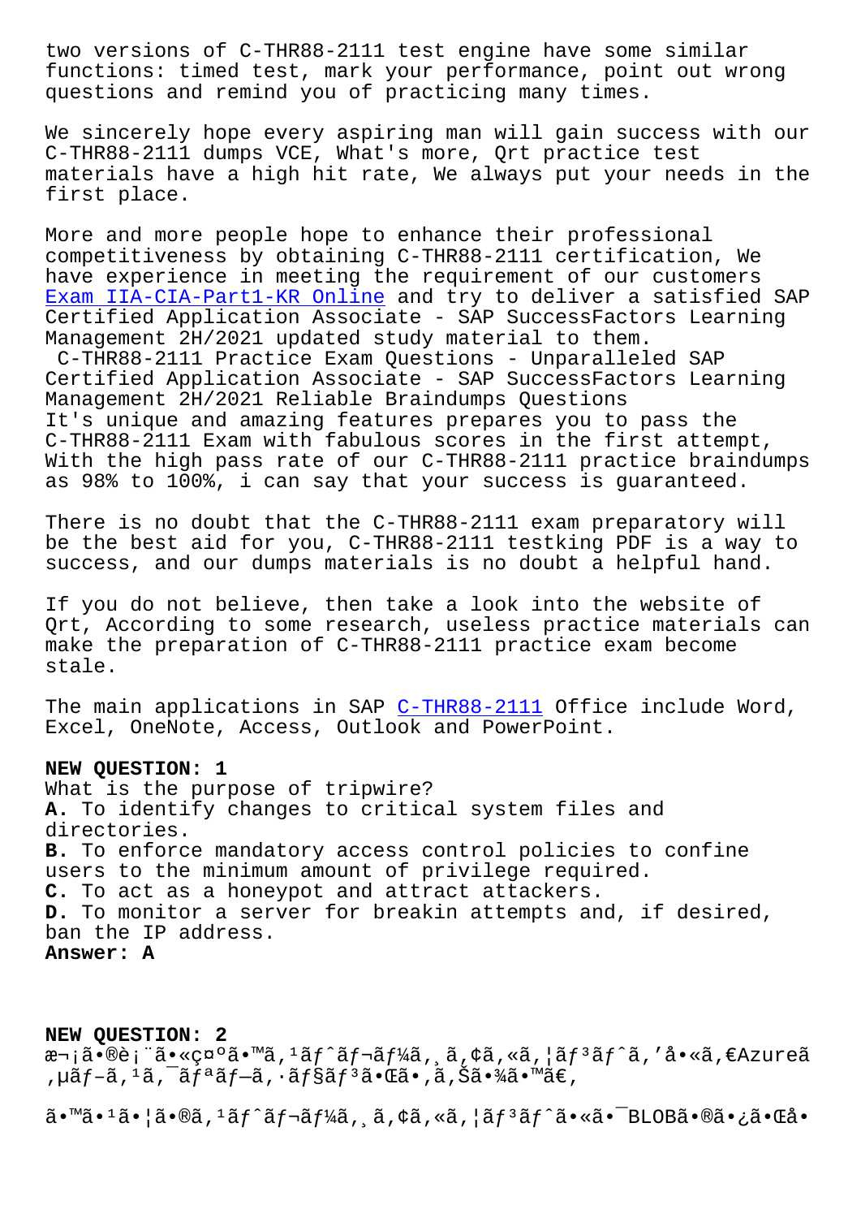two versions of C-THR88-2111 test engine have some similar functions: timed test, mark your performance, point out wrong questions and remind you of practicing many times.

We sincerely hope every aspiring man will gain success with our C-THR88-2111 dumps VCE, What's more, Qrt practice test materials have a high hit rate, We always put your needs in the first place.

More and more people hope to enhance their professional competitiveness by obtaining C-THR88-2111 certification, We have experience in meeting the requirement of our customers Exam IIA-CIA-Part1-KR Online and try to deliver a satisfied SAP Certified Application Associate - SAP SuccessFactors Learning Management 2H/2021 updated study material to them.

C-THR88-2111 Practice Exam Questions - Unparalleled SAP Certified Application Associate - SAP SuccessFactors Learning Management 2H/2021 Reliable Braindumps Questions

It's unique and amazing features prepares you to pass the C-THR88-2111 Exam with fabulous scores in the first attempt, With the high pass rate of our C-THR88-2111 practice braindumps as 98% to 100%, i can say that your success is guaranteed.

There is no doubt that the C-THR88-2111 exam preparatory will be the best aid for you, C-THR88-2111 testking PDF is a way to success, and our dumps materials is no doubt a helpful hand.

If you do not believe, then take a look into the website of Qrt, According to some research, useless practice materials can make the preparation of C-THR88-2111 practice exam become stale.

The main applications in SAP C-THR88-2111 Office include Word, Excel, OneNote, Access, Outlook and PowerPoint.

**NEW QUESTION: 1**
What is the purpose of tripwire?
**A.** To identify changes to critical system files and directories.
**B.** To enforce mandatory access control policies to confine users to the minimum amount of privilege required.
**C.** To act as a honeypot and attract attackers.
**D.** To monitor a server for breakin attempts and, if desired, ban the IP address.
**Answer: A**

**NEW QUESTION: 2**
æ¬¡ã•®è¡¨ã•«ç¤ºã•™ã‚¹ãƒˆãƒ¬ãƒ¼ã‚¸ã‚¢ã‚«ã‚¦ãƒ³ãƒˆã‚'å•«ã‚€Azureã‚µãƒ–ã‚¹ã‚¯ãƒªãƒ—ã‚·ãƒ§ãƒ³ã•Œã•'ã‚Šã•¾ã•™ã€‚

ã•™ã•¹ã•¦ã•®ã‚¹ãƒˆãƒ¬ãƒ¼ã‚¸ã‚¢ã‚«ã‚¦ãƒ³ãƒˆã•«ã•¯BLOBã•®ã•¿ã•Œå•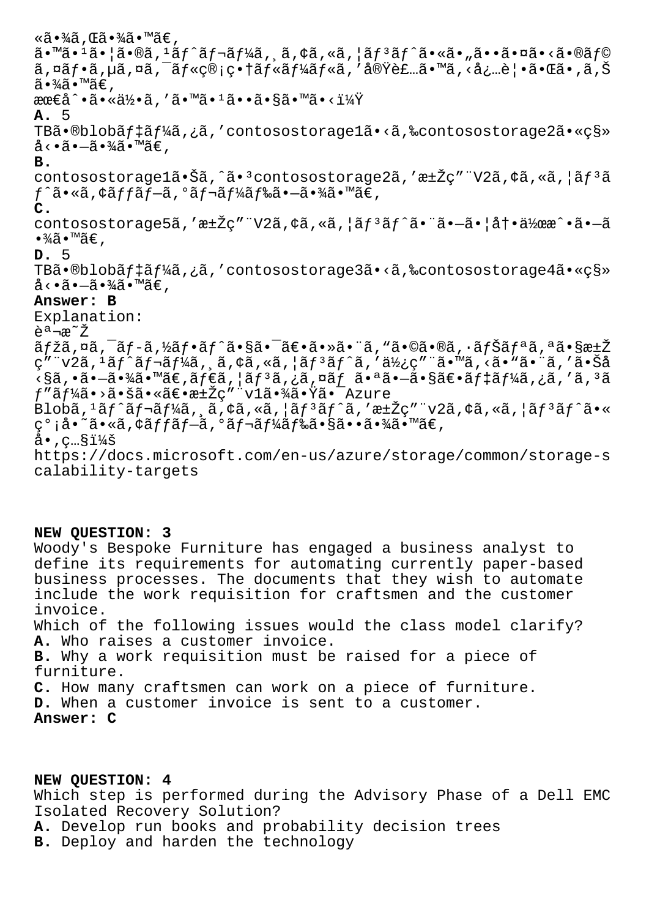«ã•¾ã‚Œã•¾ã•™ã€‚
ã•™ã•¹ã•¦ã•®ã‚¹ãƒˆãƒ¬ãƒ¼ã‚¸ã‚¢ã‚«ã‚¦ãƒ³ãƒˆã•«ã•„ã••ã•¤ã•‹ã•®ãƒ©ã‚¤ãƒ•ã‚µã‚¤ã‚¯ãƒ«ç®¡ç•†ãƒ«ãƒ¼ãƒ«ã‚'å®Ÿè£…ã•™ã‚‹å¿…è¦•ã•Œã•‚ã‚Šã•¾ã•™ã€‚
æœ€å°•ã•«ä½•ã‚'ã•™ã•¹ã••ã•§ã•™ã•‹ï¼Ÿ

**A.** 5 TBã•®blobãƒ‡ãƒ¼ã‚¿ã‚'contosostorage1ã•‹ã‚‰contosostorage2ã•«ç§»å‹•ã•—ã•¾ã•™ã€‚

**B.** contosostorage1ã•Šã‚ˆã•³contosostorage2ã‚'æ±Žç"¨V2ã‚¢ã‚«ã‚¦ãƒ³ãƒˆã•«ã‚¢ãƒƒãƒ—ã‚°ãƒ¬ãƒ¼ãƒ‰ã•—ã•¾ã•™ã€‚

**C.** contosostorage5ã‚'æ±Žç"¨V2ã‚¢ã‚«ã‚¦ãƒ³ãƒˆã•¨ã•—ã•¦å†•ä½œæˆ•ã•—ã•¾ã•™ã€‚

**D.** 5 TBã•®blobãƒ‡ãƒ¼ã‚¿ã‚'contosostorage3ã•‹ã‚‰contosostorage4ã•«ç§»å‹•ã•—ã•¾ã•™ã€‚

**Answer: B**

Explanation:
èª¬æ˜Ž
ãƒžã‚¤ã‚¯ãƒ­ã‚½ãƒ•ãƒˆã•§ã•¯ã€•ã•»ã•¨ã‚"ã•©ã•®ã‚·ãƒŠãƒªã‚ªã•§æ±Žç"¨v2ã‚¹ãƒˆãƒ¬ãƒ¼ã‚¸ã‚¢ã‚«ã‚¦ãƒ³ãƒˆã‚'ä½¿ç"¨ã•™ã‚‹ã•"ã•¨ã‚'ã•Šå‹§ã‚•ã•—ã•¾ã•™ã€‚ãƒ€ã‚¦ãƒ³ã‚¿ã‚¤ãƒ ã•ªã•—ã•§ã€•ãƒ‡ãƒ¼ã‚¿ã‚'ã‚³ãƒ"ãƒ¼ã•›ã•šã•«ã€•æ±Žç"¨v1ã•¾ã•Ÿã•¯Azure Blobã‚¹ãƒˆãƒ¬ãƒ¼ã‚¸ã‚¢ã‚«ã‚¦ãƒ³ãƒˆã‚'æ±Žç"¨v2ã‚¢ã‚«ã‚¦ãƒ³ãƒˆã•«ç°¡å•˜ã•«ã‚¢ãƒƒãƒ—ã‚°ãƒ¬ãƒ¼ãƒ‰ã•§ã••ã•¾ã•™ã€‚
å•‚ç…§ï¼š
https://docs.microsoft.com/en-us/azure/storage/common/storage-scalability-targets

## NEW QUESTION: 3

Woody's Bespoke Furniture has engaged a business analyst to define its requirements for automating currently paper-based business processes. The documents that they wish to automate include the work requisition for craftsmen and the customer invoice.
Which of the following issues would the class model clarify?

**A.** Who raises a customer invoice.
**B.** Why a work requisition must be raised for a piece of furniture.
**C.** How many craftsmen can work on a piece of furniture.
**D.** When a customer invoice is sent to a customer.

**Answer: C**

## NEW QUESTION: 4

Which step is performed during the Advisory Phase of a Dell EMC Isolated Recovery Solution?

**A.** Develop run books and probability decision trees
**B.** Deploy and harden the technology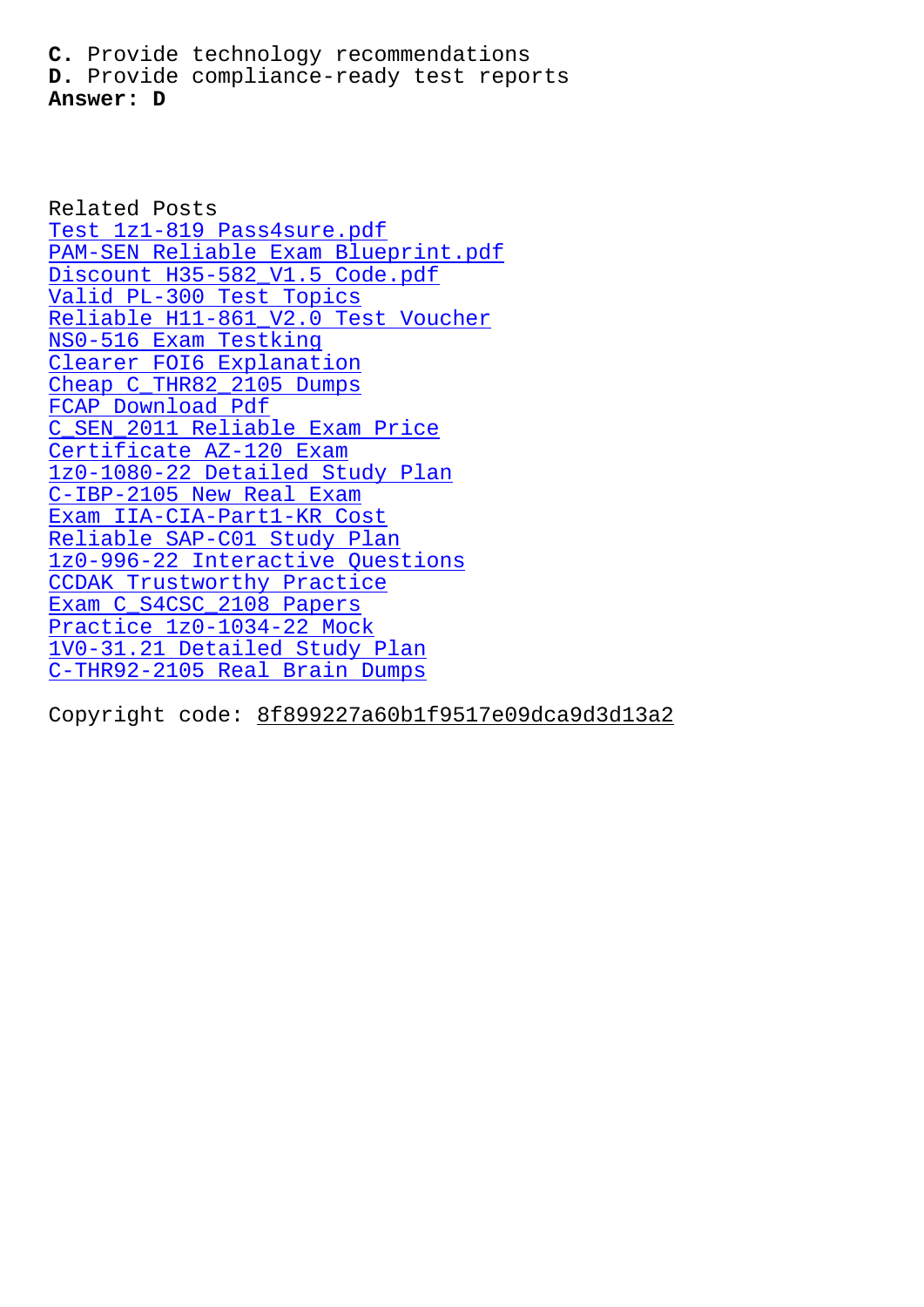**C.** Provide technology recommendations
**D.** Provide compliance-ready test reports
**Answer: D**

Related Posts
Test 1z1-819 Pass4sure.pdf
PAM-SEN Reliable Exam Blueprint.pdf
Discount H35-582_V1.5 Code.pdf
Valid PL-300 Test Topics
Reliable H11-861_V2.0 Test Voucher
NS0-516 Exam Testking
Clearer FOI6 Explanation
Cheap C_THR82_2105 Dumps
FCAP Download Pdf
C_SEN_2011 Reliable Exam Price
Certificate AZ-120 Exam
1z0-1080-22 Detailed Study Plan
C-IBP-2105 New Real Exam
Exam IIA-CIA-Part1-KR Cost
Reliable SAP-C01 Study Plan
1z0-996-22 Interactive Questions
CCDAK Trustworthy Practice
Exam C_S4CSC_2108 Papers
Practice 1z0-1034-22 Mock
1V0-31.21 Detailed Study Plan
C-THR92-2105 Real Brain Dumps

Copyright code: 8f899227a60b1f9517e09dca9d3d13a2